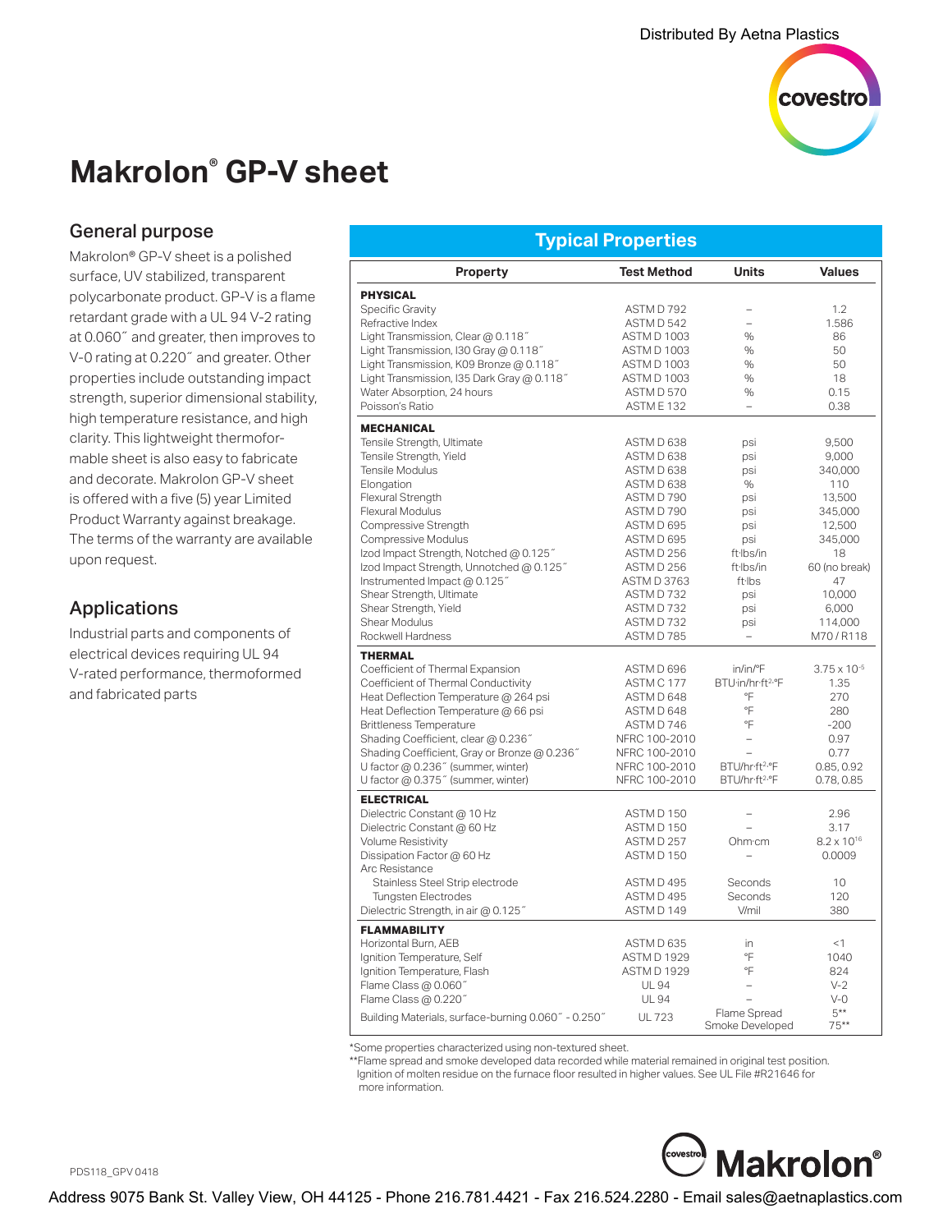Distributed By Aetna Plastics

# Makrolon® GP-V sheet

## General purpose

Makrolon® GP-V sheet is a polished surface, UV stabilized, transparent polycarbonate product. GP-V is a flame retardant grade with a UL 94 V-2 rating at 0.060˝ and greater, then improves to V-0 rating at 0.220˝ and greater. Other properties include outstanding impact strength, superior dimensional stability, high temperature resistance, and high clarity. This lightweight thermoformable sheet is also easy to fabricate and decorate. Makrolon GP-V sheet is offered with a five (5) year Limited Product Warranty against breakage. The terms of the warranty are available upon request.

## Applications

Industrial parts and components of electrical devices requiring UL 94 V-rated performance, thermoformed and fabricated parts

## Typical Properties

| Property | Test Method | Units | Values |
|---|---|---|---|
| **PHYSICAL** | | | |
| Specific Gravity | ASTM D 792 | – | 1.2 |
| Refractive Index | ASTM D 542 | – | 1.586 |
| Light Transmission, Clear @ 0.118˝ | ASTM D 1003 | % | 86 |
| Light Transmission, I30 Gray @ 0.118˝ | ASTM D 1003 | % | 50 |
| Light Transmission, K09 Bronze @ 0.118˝ | ASTM D 1003 | % | 50 |
| Light Transmission, I35 Dark Gray @ 0.118˝ | ASTM D 1003 | % | 18 |
| Water Absorption, 24 hours | ASTM D 570 | % | 0.15 |
| Poisson's Ratio | ASTM E 132 | – | 0.38 |
| **MECHANICAL** | | | |
| Tensile Strength, Ultimate | ASTM D 638 | psi | 9,500 |
| Tensile Strength, Yield | ASTM D 638 | psi | 9,000 |
| Tensile Modulus | ASTM D 638 | psi | 340,000 |
| Elongation | ASTM D 638 | % | 110 |
| Flexural Strength | ASTM D 790 | psi | 13,500 |
| Flexural Modulus | ASTM D 790 | psi | 345,000 |
| Compressive Strength | ASTM D 695 | psi | 12,500 |
| Compressive Modulus | ASTM D 695 | psi | 345,000 |
| Izod Impact Strength, Notched @ 0.125˝ | ASTM D 256 | ft·lbs/in | 18 |
| Izod Impact Strength, Unnotched @ 0.125˝ | ASTM D 256 | ft·lbs/in | 60 (no break) |
| Instrumented Impact @ 0.125˝ | ASTM D 3763 | ft·lbs | 47 |
| Shear Strength, Ultimate | ASTM D 732 | psi | 10,000 |
| Shear Strength, Yield | ASTM D 732 | psi | 6,000 |
| Shear Modulus | ASTM D 732 | psi | 114,000 |
| Rockwell Hardness | ASTM D 785 | – | M70 / R118 |
| **THERMAL** | | | |
| Coefficient of Thermal Expansion | ASTM D 696 | in/in/°F | $3.75 \times 10^{-5}$ |
| Coefficient of Thermal Conductivity | ASTM C 177 | BTU·in/hr·ft²·°F | 1.35 |
| Heat Deflection Temperature @ 264 psi | ASTM D 648 | °F | 270 |
| Heat Deflection Temperature @ 66 psi | ASTM D 648 | °F | 280 |
| Brittleness Temperature | ASTM D 746 | °F | -200 |
| Shading Coefficient, clear @ 0.236˝ | NFRC 100-2010 | – | 0.97 |
| Shading Coefficient, Gray or Bronze @ 0.236˝ | NFRC 100-2010 | – | 0.77 |
| U factor @ 0.236˝ (summer, winter) | NFRC 100-2010 | BTU/hr·ft²·°F | 0.85, 0.92 |
| U factor @ 0.375˝ (summer, winter) | NFRC 100-2010 | BTU/hr·ft²·°F | 0.78, 0.85 |
| **ELECTRICAL** | | | |
| Dielectric Constant @ 10 Hz | ASTM D 150 | – | 2.96 |
| Dielectric Constant @ 60 Hz | ASTM D 150 | – | 3.17 |
| Volume Resistivity | ASTM D 257 | Ohm·cm | $8.2 \times 10^{16}$ |
| Dissipation Factor @ 60 Hz | ASTM D 150 | – | 0.0009 |
| Arc Resistance | | | |
| Stainless Steel Strip electrode | ASTM D 495 | Seconds | 10 |
| Tungsten Electrodes | ASTM D 495 | Seconds | 120 |
| Dielectric Strength, in air @ 0.125˝ | ASTM D 149 | V/mil | 380 |
| **FLAMMABILITY** | | | |
| Horizontal Burn, AEB | ASTM D 635 | in | <1 |
| Ignition Temperature, Self | ASTM D 1929 | °F | 1040 |
| Ignition Temperature, Flash | ASTM D 1929 | °F | 824 |
| Flame Class @ 0.060˝ | UL 94 | – | V-2 |
| Flame Class @ 0.220˝ | UL 94 | – | V-0 |
| Building Materials, surface-burning 0.060˝ - 0.250˝ | UL 723 | Flame Spread<br>Smoke Developed | 5**<br>75** |

*Some properties characterized using non-textured sheet.

**Flame spread and smoke developed data recorded while material remained in original test position. Ignition of molten residue on the furnace floor resulted in higher values. See UL File #R21646 for more information.

PDS118_GPV 0418

Address 9075 Bank St. Valley View, OH 44125 - Phone 216.781.4421 - Fax 216.524.2280 - Email sales@aetnaplastics.com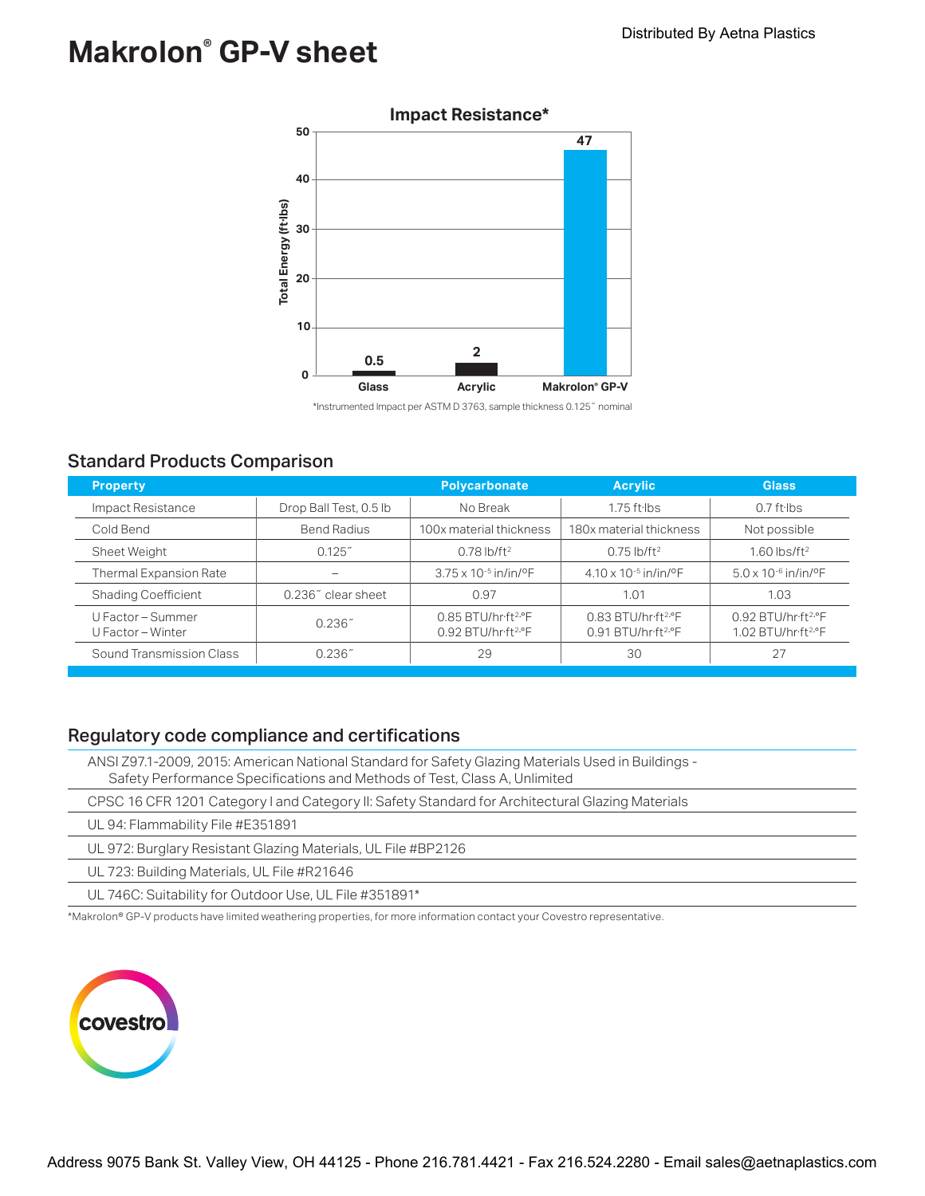# Makrolon® GP-V sheet

Distributed By Aetna Plastics

Impact Resistance*

Total Energy (ft·lbs)

50
40
30
20
10
0

0.5
Glass

2
Acrylic

47
Makrolon® GP-V

*Instrumented Impact per ASTM D 3763, sample thickness 0.125˝ nominal

## Standard Products Comparison

| Property | | Polycarbonate | Acrylic | Glass |
|---|---|---|---|---|
| Impact Resistance | Drop Ball Test, 0.5 lb | No Break | 1.75 ft·lbs | 0.7 ft·lbs |
| Cold Bend | Bend Radius | 100x material thickness | 180x material thickness | Not possible |
| Sheet Weight | 0.125˝ | 0.78 lb/ft² | 0.75 lb/ft² | 1.60 lbs/ft² |
| Thermal Expansion Rate | – | $3.75 \times 10^{-5}$ in/in/ºF | $4.10 \times 10^{-5}$ in/in/ºF | $5.0 \times 10^{-6}$ in/in/ºF |
| Shading Coefficient | 0.236˝ clear sheet | 0.97 | 1.01 | 1.03 |
| U Factor – Summer<br>U Factor – Winter | 0.236˝ | 0.85 BTU/hr·ft²·ºF<br>0.92 BTU/hr·ft²·ºF | 0.83 BTU/hr·ft²·ºF<br>0.91 BTU/hr·ft²·ºF | 0.92 BTU/hr·ft²·ºF<br>1.02 BTU/hr·ft²·ºF |
| Sound Transmission Class | 0.236˝ | 29 | 30 | 27 |

## Regulatory code compliance and certifications

- ANSI Z97.1-2009, 2015: American National Standard for Safety Glazing Materials Used in Buildings - Safety Performance Specifications and Methods of Test, Class A, Unlimited
- CPSC 16 CFR 1201 Category I and Category II: Safety Standard for Architectural Glazing Materials
- UL 94: Flammability File #E351891
- UL 972: Burglary Resistant Glazing Materials, UL File #BP2126
- UL 723: Building Materials, UL File #R21646
- UL 746C: Suitability for Outdoor Use, UL File #351891*

*Makrolon® GP-V products have limited weathering properties, for more information contact your Covestro representative.

covestro

Address 9075 Bank St. Valley View, OH 44125 - Phone 216.781.4421 - Fax 216.524.2280 - Email sales@aetnaplastics.com